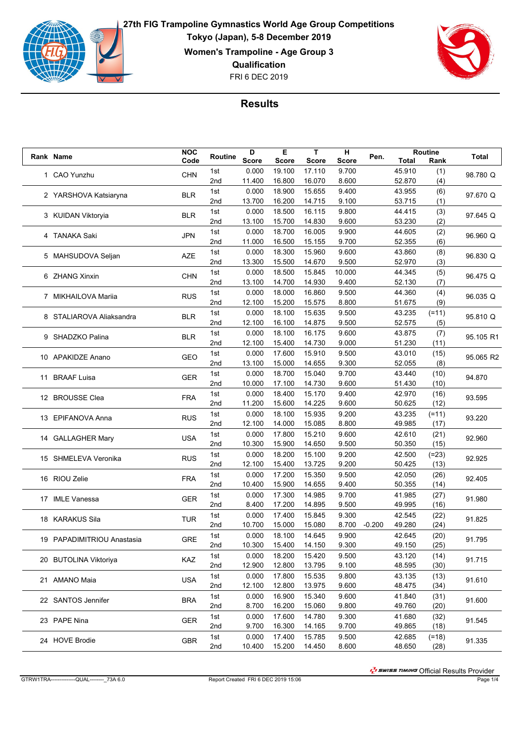# 27th FIG Trampoline Gymnastics World Age Group Competitions

**Tokyo (Japan), 5-8 December 2019**

**Women's Trampoline - Age Group 3**

**Qualification**

FRI 6 DEC 2019

## Results

| Rank | Name | NOC Code | Routine | D Score | E Score | T Score | H Score | Pen. | Routine Total | Routine Rank | Total |
|---|---|---|---|---|---|---|---|---|---|---|---|
| 1 | CAO Yunzhu | CHN | 1st | 0.000 | 19.100 | 17.110 | 9.700 | | 45.910 | (1) | 98.780 Q |
| | | | 2nd | 11.400 | 16.800 | 16.070 | 8.600 | | 52.870 | (4) | |
| 2 | YARSHOVA Katsiaryna | BLR | 1st | 0.000 | 18.900 | 15.655 | 9.400 | | 43.955 | (6) | 97.670 Q |
| | | | 2nd | 13.700 | 16.200 | 14.715 | 9.100 | | 53.715 | (1) | |
| 3 | KUIDAN Viktoryia | BLR | 1st | 0.000 | 18.500 | 16.115 | 9.800 | | 44.415 | (3) | 97.645 Q |
| | | | 2nd | 13.100 | 15.700 | 14.830 | 9.600 | | 53.230 | (2) | |
| 4 | TANAKA Saki | JPN | 1st | 0.000 | 18.700 | 16.005 | 9.900 | | 44.605 | (2) | 96.960 Q |
| | | | 2nd | 11.000 | 16.500 | 15.155 | 9.700 | | 52.355 | (6) | |
| 5 | MAHSUDOVA Seljan | AZE | 1st | 0.000 | 18.300 | 15.960 | 9.600 | | 43.860 | (8) | 96.830 Q |
| | | | 2nd | 13.300 | 15.500 | 14.670 | 9.500 | | 52.970 | (3) | |
| 6 | ZHANG Xinxin | CHN | 1st | 0.000 | 18.500 | 15.845 | 10.000 | | 44.345 | (5) | 96.475 Q |
| | | | 2nd | 13.100 | 14.700 | 14.930 | 9.400 | | 52.130 | (7) | |
| 7 | MIKHAILOVA Mariia | RUS | 1st | 0.000 | 18.000 | 16.860 | 9.500 | | 44.360 | (4) | 96.035 Q |
| | | | 2nd | 12.100 | 15.200 | 15.575 | 8.800 | | 51.675 | (9) | |
| 8 | STALIAROVA Aliaksandra | BLR | 1st | 0.000 | 18.100 | 15.635 | 9.500 | | 43.235 | (=11) | 95.810 Q |
| | | | 2nd | 12.100 | 16.100 | 14.875 | 9.500 | | 52.575 | (5) | |
| 9 | SHADZKO Palina | BLR | 1st | 0.000 | 18.100 | 16.175 | 9.600 | | 43.875 | (7) | 95.105 R1 |
| | | | 2nd | 12.100 | 15.400 | 14.730 | 9.000 | | 51.230 | (11) | |
| 10 | APAKIDZE Anano | GEO | 1st | 0.000 | 17.600 | 15.910 | 9.500 | | 43.010 | (15) | 95.065 R2 |
| | | | 2nd | 13.100 | 15.000 | 14.655 | 9.300 | | 52.055 | (8) | |
| 11 | BRAAF Luisa | GER | 1st | 0.000 | 18.700 | 15.040 | 9.700 | | 43.440 | (10) | 94.870 |
| | | | 2nd | 10.000 | 17.100 | 14.730 | 9.600 | | 51.430 | (10) | |
| 12 | BROUSSE Clea | FRA | 1st | 0.000 | 18.400 | 15.170 | 9.400 | | 42.970 | (16) | 93.595 |
| | | | 2nd | 11.200 | 15.600 | 14.225 | 9.600 | | 50.625 | (12) | |
| 13 | EPIFANOVA Anna | RUS | 1st | 0.000 | 18.100 | 15.935 | 9.200 | | 43.235 | (=11) | 93.220 |
| | | | 2nd | 12.100 | 14.000 | 15.085 | 8.800 | | 49.985 | (17) | |
| 14 | GALLAGHER Mary | USA | 1st | 0.000 | 17.800 | 15.210 | 9.600 | | 42.610 | (21) | 92.960 |
| | | | 2nd | 10.300 | 15.900 | 14.650 | 9.500 | | 50.350 | (15) | |
| 15 | SHMELEVA Veronika | RUS | 1st | 0.000 | 18.200 | 15.100 | 9.200 | | 42.500 | (=23) | 92.925 |
| | | | 2nd | 12.100 | 15.400 | 13.725 | 9.200 | | 50.425 | (13) | |
| 16 | RIOU Zelie | FRA | 1st | 0.000 | 17.200 | 15.350 | 9.500 | | 42.050 | (26) | 92.405 |
| | | | 2nd | 10.400 | 15.900 | 14.655 | 9.400 | | 50.355 | (14) | |
| 17 | IMLE Vanessa | GER | 1st | 0.000 | 17.300 | 14.985 | 9.700 | | 41.985 | (27) | 91.980 |
| | | | 2nd | 8.400 | 17.200 | 14.895 | 9.500 | | 49.995 | (16) | |
| 18 | KARAKUS Sila | TUR | 1st | 0.000 | 17.400 | 15.845 | 9.300 | | 42.545 | (22) | 91.825 |
| | | | 2nd | 10.700 | 15.000 | 15.080 | 8.700 | -0.200 | 49.280 | (24) | |
| 19 | PAPADIMITRIOU Anastasia | GRE | 1st | 0.000 | 18.100 | 14.645 | 9.900 | | 42.645 | (20) | 91.795 |
| | | | 2nd | 10.300 | 15.400 | 14.150 | 9.300 | | 49.150 | (25) | |
| 20 | BUTOLINA Viktoriya | KAZ | 1st | 0.000 | 18.200 | 15.420 | 9.500 | | 43.120 | (14) | 91.715 |
| | | | 2nd | 12.900 | 12.800 | 13.795 | 9.100 | | 48.595 | (30) | |
| 21 | AMANO Maia | USA | 1st | 0.000 | 17.800 | 15.535 | 9.800 | | 43.135 | (13) | 91.610 |
| | | | 2nd | 12.100 | 12.800 | 13.975 | 9.600 | | 48.475 | (34) | |
| 22 | SANTOS Jennifer | BRA | 1st | 0.000 | 16.900 | 15.340 | 9.600 | | 41.840 | (31) | 91.600 |
| | | | 2nd | 8.700 | 16.200 | 15.060 | 9.800 | | 49.760 | (20) | |
| 23 | PAPE Nina | GER | 1st | 0.000 | 17.600 | 14.780 | 9.300 | | 41.680 | (32) | 91.545 |
| | | | 2nd | 9.700 | 16.300 | 14.165 | 9.700 | | 49.865 | (18) | |
| 24 | HOVE Brodie | GBR | 1st | 0.000 | 17.400 | 15.785 | 9.500 | | 42.685 | (=18) | 91.335 |
| | | | 2nd | 10.400 | 15.200 | 14.450 | 8.600 | | 48.650 | (28) | |

SWISS TIMING Official Results Provider

GTRW1TRA--------------QUAL--------_73A 6.0    Report Created FRI 6 DEC 2019 15:06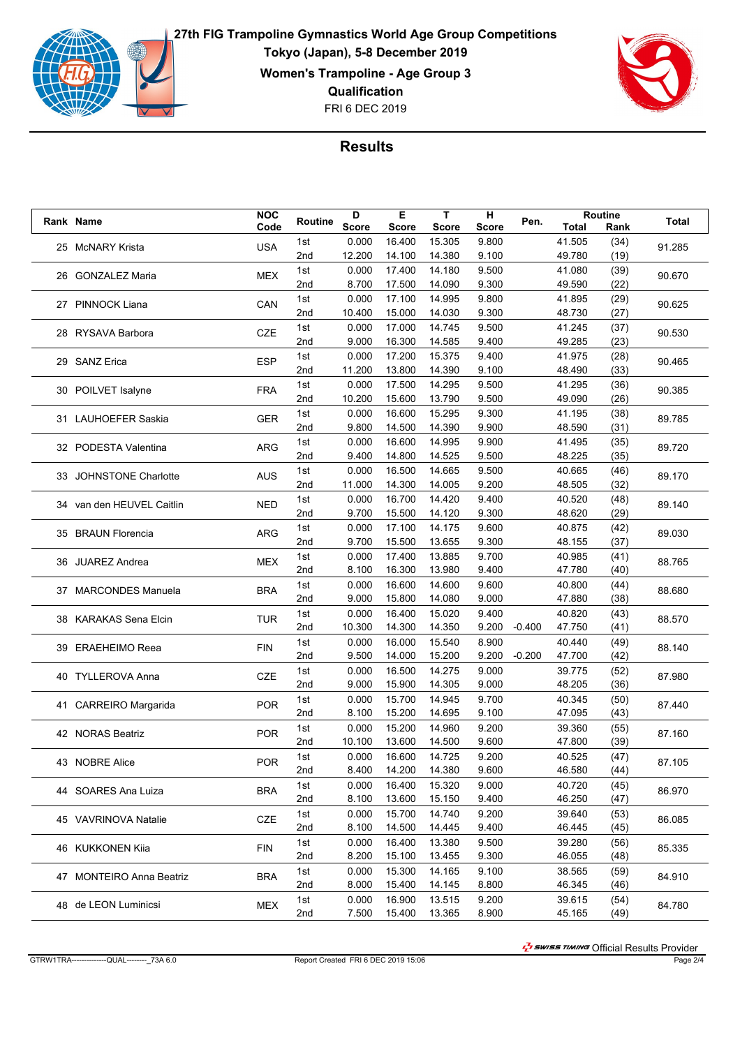# 27th FIG Trampoline Gymnastics World Age Group Competitions

**Tokyo (Japan), 5-8 December 2019**

**Women's Trampoline - Age Group 3**

**Qualification**

FRI 6 DEC 2019

## Results

| Rank | Name | NOC Code | Routine | D Score | E Score | T Score | H Score | Pen. | Routine Total | Routine Rank | Total |
|---|---|---|---|---|---|---|---|---|---|---|---|
| 25 | McNARY Krista | USA | 1st | 0.000 | 16.400 | 15.305 | 9.800 | | 41.505 | (34) | 91.285 |
| | | | 2nd | 12.200 | 14.100 | 14.380 | 9.100 | | 49.780 | (19) | |
| 26 | GONZALEZ Maria | MEX | 1st | 0.000 | 17.400 | 14.180 | 9.500 | | 41.080 | (39) | 90.670 |
| | | | 2nd | 8.700 | 17.500 | 14.090 | 9.300 | | 49.590 | (22) | |
| 27 | PINNOCK Liana | CAN | 1st | 0.000 | 17.100 | 14.995 | 9.800 | | 41.895 | (29) | 90.625 |
| | | | 2nd | 10.400 | 15.000 | 14.030 | 9.300 | | 48.730 | (27) | |
| 28 | RYSAVA Barbora | CZE | 1st | 0.000 | 17.000 | 14.745 | 9.500 | | 41.245 | (37) | 90.530 |
| | | | 2nd | 9.000 | 16.300 | 14.585 | 9.400 | | 49.285 | (23) | |
| 29 | SANZ Erica | ESP | 1st | 0.000 | 17.200 | 15.375 | 9.400 | | 41.975 | (28) | 90.465 |
| | | | 2nd | 11.200 | 13.800 | 14.390 | 9.100 | | 48.490 | (33) | |
| 30 | POILVET Isalyne | FRA | 1st | 0.000 | 17.500 | 14.295 | 9.500 | | 41.295 | (36) | 90.385 |
| | | | 2nd | 10.200 | 15.600 | 13.790 | 9.500 | | 49.090 | (26) | |
| 31 | LAUHOEFER Saskia | GER | 1st | 0.000 | 16.600 | 15.295 | 9.300 | | 41.195 | (38) | 89.785 |
| | | | 2nd | 9.800 | 14.500 | 14.390 | 9.900 | | 48.590 | (31) | |
| 32 | PODESTA Valentina | ARG | 1st | 0.000 | 16.600 | 14.995 | 9.900 | | 41.495 | (35) | 89.720 |
| | | | 2nd | 9.400 | 14.800 | 14.525 | 9.500 | | 48.225 | (35) | |
| 33 | JOHNSTONE Charlotte | AUS | 1st | 0.000 | 16.500 | 14.665 | 9.500 | | 40.665 | (46) | 89.170 |
| | | | 2nd | 11.000 | 14.300 | 14.005 | 9.200 | | 48.505 | (32) | |
| 34 | van den HEUVEL Caitlin | NED | 1st | 0.000 | 16.700 | 14.420 | 9.400 | | 40.520 | (48) | 89.140 |
| | | | 2nd | 9.700 | 15.500 | 14.120 | 9.300 | | 48.620 | (29) | |
| 35 | BRAUN Florencia | ARG | 1st | 0.000 | 17.100 | 14.175 | 9.600 | | 40.875 | (42) | 89.030 |
| | | | 2nd | 9.700 | 15.500 | 13.655 | 9.300 | | 48.155 | (37) | |
| 36 | JUAREZ Andrea | MEX | 1st | 0.000 | 17.400 | 13.885 | 9.700 | | 40.985 | (41) | 88.765 |
| | | | 2nd | 8.100 | 16.300 | 13.980 | 9.400 | | 47.780 | (40) | |
| 37 | MARCONDES Manuela | BRA | 1st | 0.000 | 16.600 | 14.600 | 9.600 | | 40.800 | (44) | 88.680 |
| | | | 2nd | 9.000 | 15.800 | 14.080 | 9.000 | | 47.880 | (38) | |
| 38 | KARAKAS Sena Elcin | TUR | 1st | 0.000 | 16.400 | 15.020 | 9.400 | | 40.820 | (43) | 88.570 |
| | | | 2nd | 10.300 | 14.300 | 14.350 | 9.200 | -0.400 | 47.750 | (41) | |
| 39 | ERAEHEIMO Reea | FIN | 1st | 0.000 | 16.000 | 15.540 | 8.900 | | 40.440 | (49) | 88.140 |
| | | | 2nd | 9.500 | 14.000 | 15.200 | 9.200 | -0.200 | 47.700 | (42) | |
| 40 | TYLLEROVA Anna | CZE | 1st | 0.000 | 16.500 | 14.275 | 9.000 | | 39.775 | (52) | 87.980 |
| | | | 2nd | 9.000 | 15.900 | 14.305 | 9.000 | | 48.205 | (36) | |
| 41 | CARREIRO Margarida | POR | 1st | 0.000 | 15.700 | 14.945 | 9.700 | | 40.345 | (50) | 87.440 |
| | | | 2nd | 8.100 | 15.200 | 14.695 | 9.100 | | 47.095 | (43) | |
| 42 | NORAS Beatriz | POR | 1st | 0.000 | 15.200 | 14.960 | 9.200 | | 39.360 | (55) | 87.160 |
| | | | 2nd | 10.100 | 13.600 | 14.500 | 9.600 | | 47.800 | (39) | |
| 43 | NOBRE Alice | POR | 1st | 0.000 | 16.600 | 14.725 | 9.200 | | 40.525 | (47) | 87.105 |
| | | | 2nd | 8.400 | 14.200 | 14.380 | 9.600 | | 46.580 | (44) | |
| 44 | SOARES Ana Luiza | BRA | 1st | 0.000 | 16.400 | 15.320 | 9.000 | | 40.720 | (45) | 86.970 |
| | | | 2nd | 8.100 | 13.600 | 15.150 | 9.400 | | 46.250 | (47) | |
| 45 | VAVRINOVA Natalie | CZE | 1st | 0.000 | 15.700 | 14.740 | 9.200 | | 39.640 | (53) | 86.085 |
| | | | 2nd | 8.100 | 14.500 | 14.445 | 9.400 | | 46.445 | (45) | |
| 46 | KUKKONEN Kiia | FIN | 1st | 0.000 | 16.400 | 13.380 | 9.500 | | 39.280 | (56) | 85.335 |
| | | | 2nd | 8.200 | 15.100 | 13.455 | 9.300 | | 46.055 | (48) | |
| 47 | MONTEIRO Anna Beatriz | BRA | 1st | 0.000 | 15.300 | 14.165 | 9.100 | | 38.565 | (59) | 84.910 |
| | | | 2nd | 8.000 | 15.400 | 14.145 | 8.800 | | 46.345 | (46) | |
| 48 | de LEON Luminicsi | MEX | 1st | 0.000 | 16.900 | 13.515 | 9.200 | | 39.615 | (54) | 84.780 |
| | | | 2nd | 7.500 | 15.400 | 13.365 | 8.900 | | 45.165 | (49) | |

SWISS TIMING Official Results Provider

GTRW1TRA--------------QUAL--------_73A 6.0 Report Created FRI 6 DEC 2019 15:06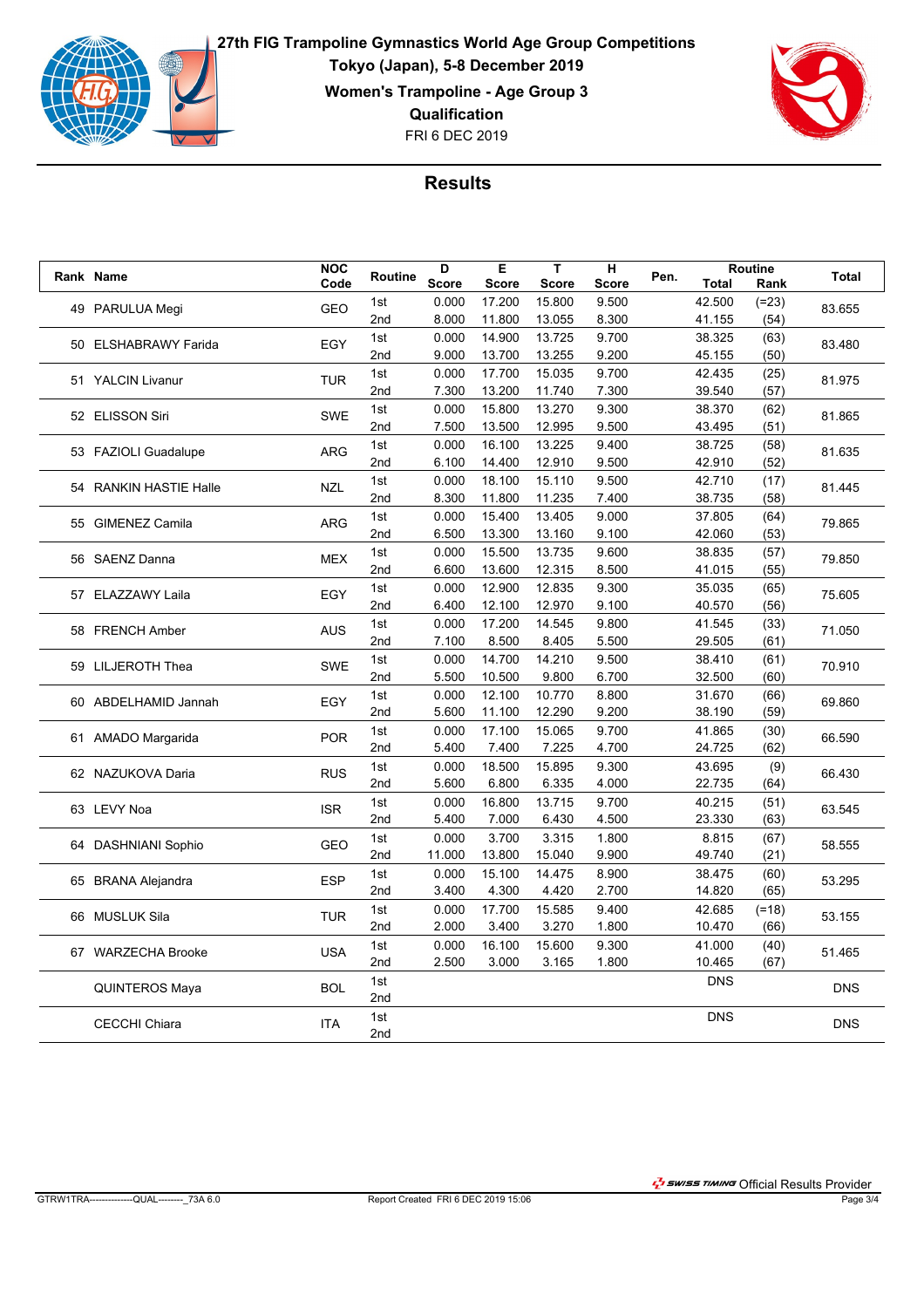# 27th FIG Trampoline Gymnastics World Age Group Competitions

**Tokyo (Japan), 5-8 December 2019**

**Women's Trampoline - Age Group 3**

**Qualification**

FRI 6 DEC 2019

## Results

| Rank | Name | NOC Code | Routine | D Score | E Score | T Score | H Score | Pen. | Routine Total | Routine Rank | Total |
|---|---|---|---|---|---|---|---|---|---|---|---|
| 49 | PARULUA Megi | GEO | 1st | 0.000 | 17.200 | 15.800 | 9.500 | | 42.500 | (=23) | 83.655 |
| | | | 2nd | 8.000 | 11.800 | 13.055 | 8.300 | | 41.155 | (54) | |
| 50 | ELSHABRAWY Farida | EGY | 1st | 0.000 | 14.900 | 13.725 | 9.700 | | 38.325 | (63) | 83.480 |
| | | | 2nd | 9.000 | 13.700 | 13.255 | 9.200 | | 45.155 | (50) | |
| 51 | YALCIN Livanur | TUR | 1st | 0.000 | 17.700 | 15.035 | 9.700 | | 42.435 | (25) | 81.975 |
| | | | 2nd | 7.300 | 13.200 | 11.740 | 7.300 | | 39.540 | (57) | |
| 52 | ELISSON Siri | SWE | 1st | 0.000 | 15.800 | 13.270 | 9.300 | | 38.370 | (62) | 81.865 |
| | | | 2nd | 7.500 | 13.500 | 12.995 | 9.500 | | 43.495 | (51) | |
| 53 | FAZIOLI Guadalupe | ARG | 1st | 0.000 | 16.100 | 13.225 | 9.400 | | 38.725 | (58) | 81.635 |
| | | | 2nd | 6.100 | 14.400 | 12.910 | 9.500 | | 42.910 | (52) | |
| 54 | RANKIN HASTIE Halle | NZL | 1st | 0.000 | 18.100 | 15.110 | 9.500 | | 42.710 | (17) | 81.445 |
| | | | 2nd | 8.300 | 11.800 | 11.235 | 7.400 | | 38.735 | (58) | |
| 55 | GIMENEZ Camila | ARG | 1st | 0.000 | 15.400 | 13.405 | 9.000 | | 37.805 | (64) | 79.865 |
| | | | 2nd | 6.500 | 13.300 | 13.160 | 9.100 | | 42.060 | (53) | |
| 56 | SAENZ Danna | MEX | 1st | 0.000 | 15.500 | 13.735 | 9.600 | | 38.835 | (57) | 79.850 |
| | | | 2nd | 6.600 | 13.600 | 12.315 | 8.500 | | 41.015 | (55) | |
| 57 | ELAZZAWY Laila | EGY | 1st | 0.000 | 12.900 | 12.835 | 9.300 | | 35.035 | (65) | 75.605 |
| | | | 2nd | 6.400 | 12.100 | 12.970 | 9.100 | | 40.570 | (56) | |
| 58 | FRENCH Amber | AUS | 1st | 0.000 | 17.200 | 14.545 | 9.800 | | 41.545 | (33) | 71.050 |
| | | | 2nd | 7.100 | 8.500 | 8.405 | 5.500 | | 29.505 | (61) | |
| 59 | LILJEROTH Thea | SWE | 1st | 0.000 | 14.700 | 14.210 | 9.500 | | 38.410 | (61) | 70.910 |
| | | | 2nd | 5.500 | 10.500 | 9.800 | 6.700 | | 32.500 | (60) | |
| 60 | ABDELHAMID Jannah | EGY | 1st | 0.000 | 12.100 | 10.770 | 8.800 | | 31.670 | (66) | 69.860 |
| | | | 2nd | 5.600 | 11.100 | 12.290 | 9.200 | | 38.190 | (59) | |
| 61 | AMADO Margarida | POR | 1st | 0.000 | 17.100 | 15.065 | 9.700 | | 41.865 | (30) | 66.590 |
| | | | 2nd | 5.400 | 7.400 | 7.225 | 4.700 | | 24.725 | (62) | |
| 62 | NAZUKOVA Daria | RUS | 1st | 0.000 | 18.500 | 15.895 | 9.300 | | 43.695 | (9) | 66.430 |
| | | | 2nd | 5.600 | 6.800 | 6.335 | 4.000 | | 22.735 | (64) | |
| 63 | LEVY Noa | ISR | 1st | 0.000 | 16.800 | 13.715 | 9.700 | | 40.215 | (51) | 63.545 |
| | | | 2nd | 5.400 | 7.000 | 6.430 | 4.500 | | 23.330 | (63) | |
| 64 | DASHNIANI Sophio | GEO | 1st | 0.000 | 3.700 | 3.315 | 1.800 | | 8.815 | (67) | 58.555 |
| | | | 2nd | 11.000 | 13.800 | 15.040 | 9.900 | | 49.740 | (21) | |
| 65 | BRANA Alejandra | ESP | 1st | 0.000 | 15.100 | 14.475 | 8.900 | | 38.475 | (60) | 53.295 |
| | | | 2nd | 3.400 | 4.300 | 4.420 | 2.700 | | 14.820 | (65) | |
| 66 | MUSLUK Sila | TUR | 1st | 0.000 | 17.700 | 15.585 | 9.400 | | 42.685 | (=18) | 53.155 |
| | | | 2nd | 2.000 | 3.400 | 3.270 | 1.800 | | 10.470 | (66) | |
| 67 | WARZECHA Brooke | USA | 1st | 0.000 | 16.100 | 15.600 | 9.300 | | 41.000 | (40) | 51.465 |
| | | | 2nd | 2.500 | 3.000 | 3.165 | 1.800 | | 10.465 | (67) | |
| | QUINTEROS Maya | BOL | 1st | | | | | | DNS | | DNS |
| | | | 2nd | | | | | | | | |
| | CECCHI Chiara | ITA | 1st | | | | | | DNS | | DNS |
| | | | 2nd | | | | | | | | |

GTRW1TRA---------------QUAL--------_73A 6.0 Report Created FRI 6 DEC 2019 15:06

SWISS TIMING Official Results Provider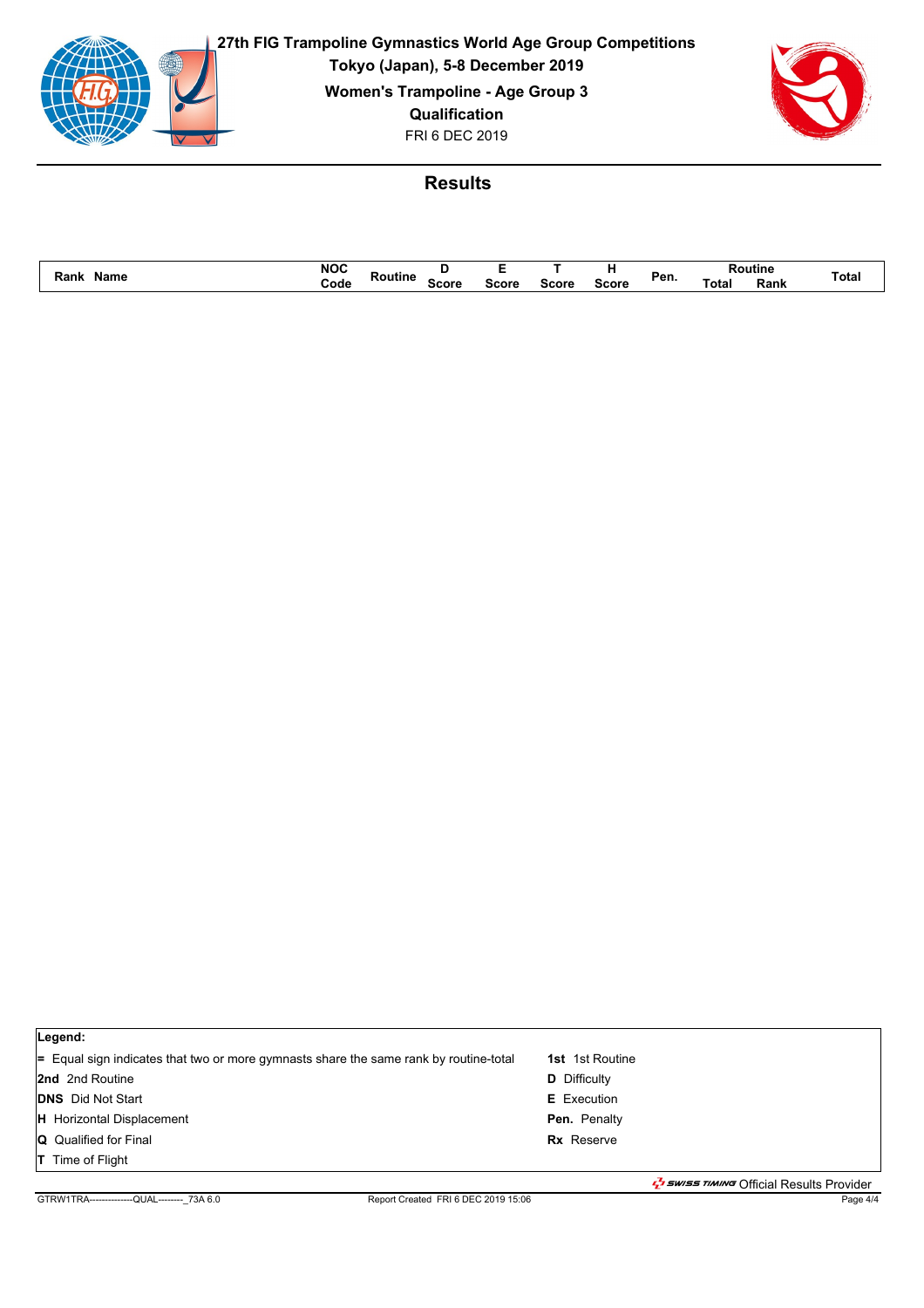# 27th FIG Trampoline Gymnastics World Age Group Competitions

Tokyo (Japan), 5-8 December 2019

**Women's Trampoline - Age Group 3**

**Qualification**

FRI 6 DEC 2019

## Results

| Rank | Name | NOC Code | Routine | D Score | E Score | T Score | H Score | Pen. | Routine Total | Routine Rank | Total |
|---|---|---|---|---|---|---|---|---|---|---|---|

**Legend:**

**=** Equal sign indicates that two or more gymnasts share the same rank by routine-total

**2nd** 2nd Routine

**DNS** Did Not Start

**H** Horizontal Displacement

**Q** Qualified for Final

**T** Time of Flight

**1st** 1st Routine

**D** Difficulty

**E** Execution

**Pen.** Penalty

**Rx** Reserve

SWISS TIMING Official Results Provider

GTRW1TRA--------------QUAL--------_73A 6.0

Report Created FRI 6 DEC 2019 15:06